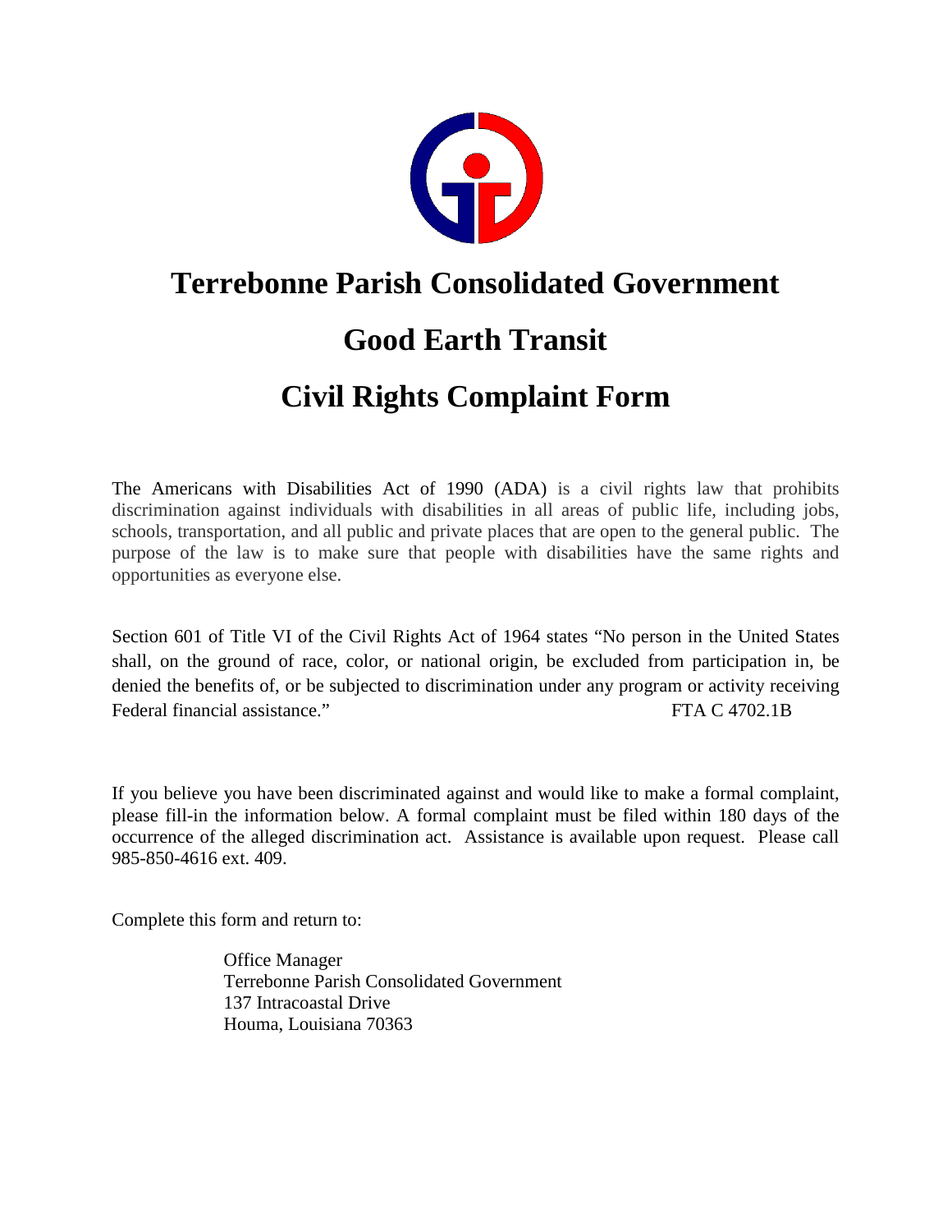# Terrebonne Parish Consolidated Government

# Good Earth Transit

# Civil Rights Complaint Form

The Americans with Disabilities Act of 1990 (ADA) is a civil rights law that prohibits discrimination against individuals with disabilities in all areas of public life, including jobs, schools, transportation, and all public and private places that are open to the general public. The purpose of the law is to make sure that people with disabilities have the same rights and opportunities as everyone else.

Section 601 of Title VI of the Civil Rights Act of 1964 states "No person in the United States shall, on the ground of race, color, or national origin, be excluded from participation in, be denied the benefits of, or be subjected to discrimination under any program or activity receiving Federal financial assistance." FTA C 4702.1B

If you believe you have been discriminated against and would like to make a formal complaint, please fill-in the information below. A formal complaint must be filed within 180 days of the occurrence of the alleged discrimination act. Assistance is available upon request. Please call 985-850-4616 ext. 409.

Complete this form and return to:

Office Manager
Terrebonne Parish Consolidated Government
137 Intracoastal Drive
Houma, Louisiana 70363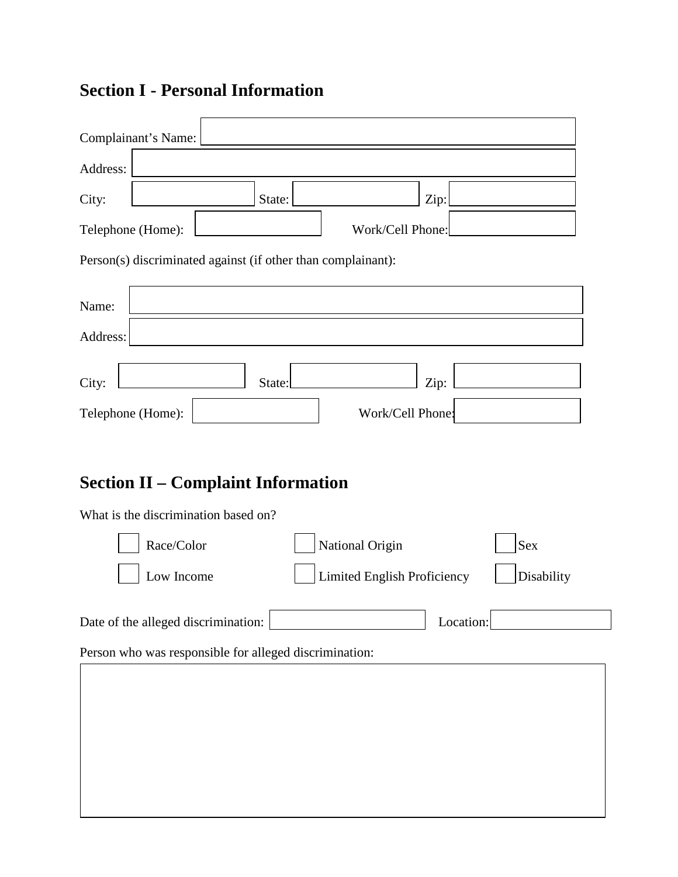## Section I - Personal Information

Complainant's Name:

Address:

City: State: Zip:

Telephone (Home): Work/Cell Phone:

Person(s) discriminated against (if other than complainant):

Name:

Address:

City: State: Zip:

Telephone (Home): Work/Cell Phone:

## Section II – Complaint Information

What is the discrimination based on?

- [ ] Race/Color
- [ ] National Origin
- [ ] Sex
- [ ] Low Income
- [ ] Limited English Proficiency
- [ ] Disability

Date of the alleged discrimination: Location:

Person who was responsible for alleged discrimination: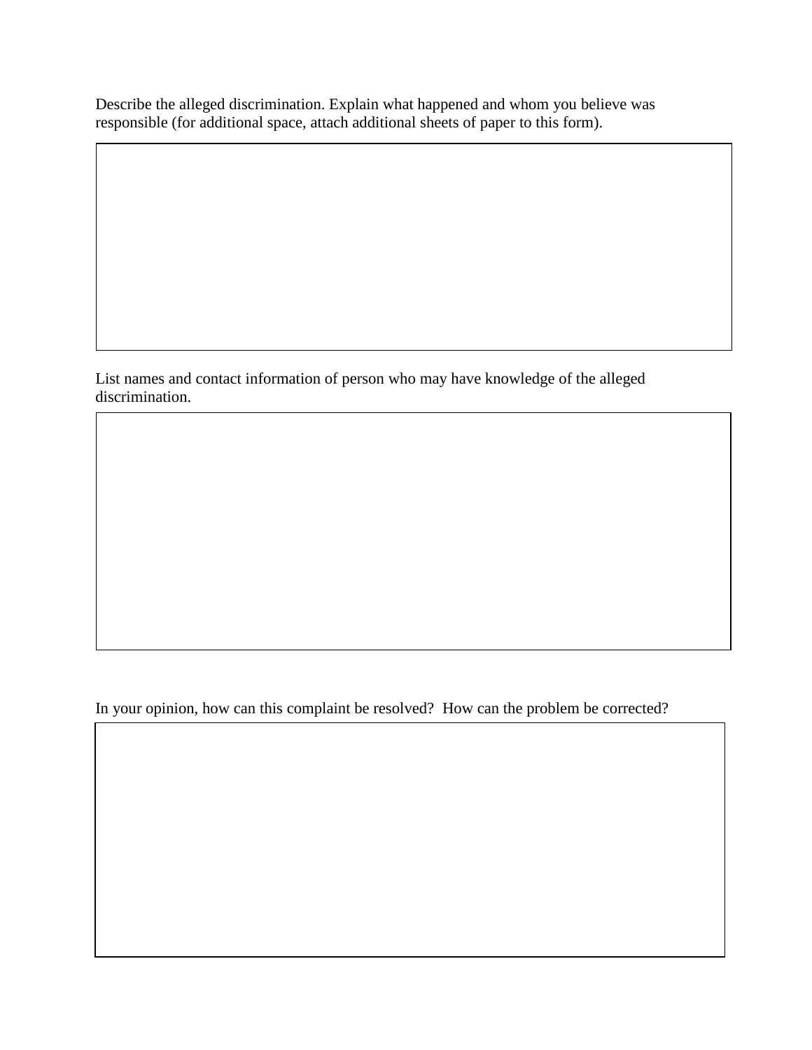Describe the alleged discrimination. Explain what happened and whom you believe was responsible (for additional space, attach additional sheets of paper to this form).

| |
|---|
| |

List names and contact information of person who may have knowledge of the alleged discrimination.

| |
|---|
| |

In your opinion, how can this complaint be resolved? How can the problem be corrected?

| |
|---|
| |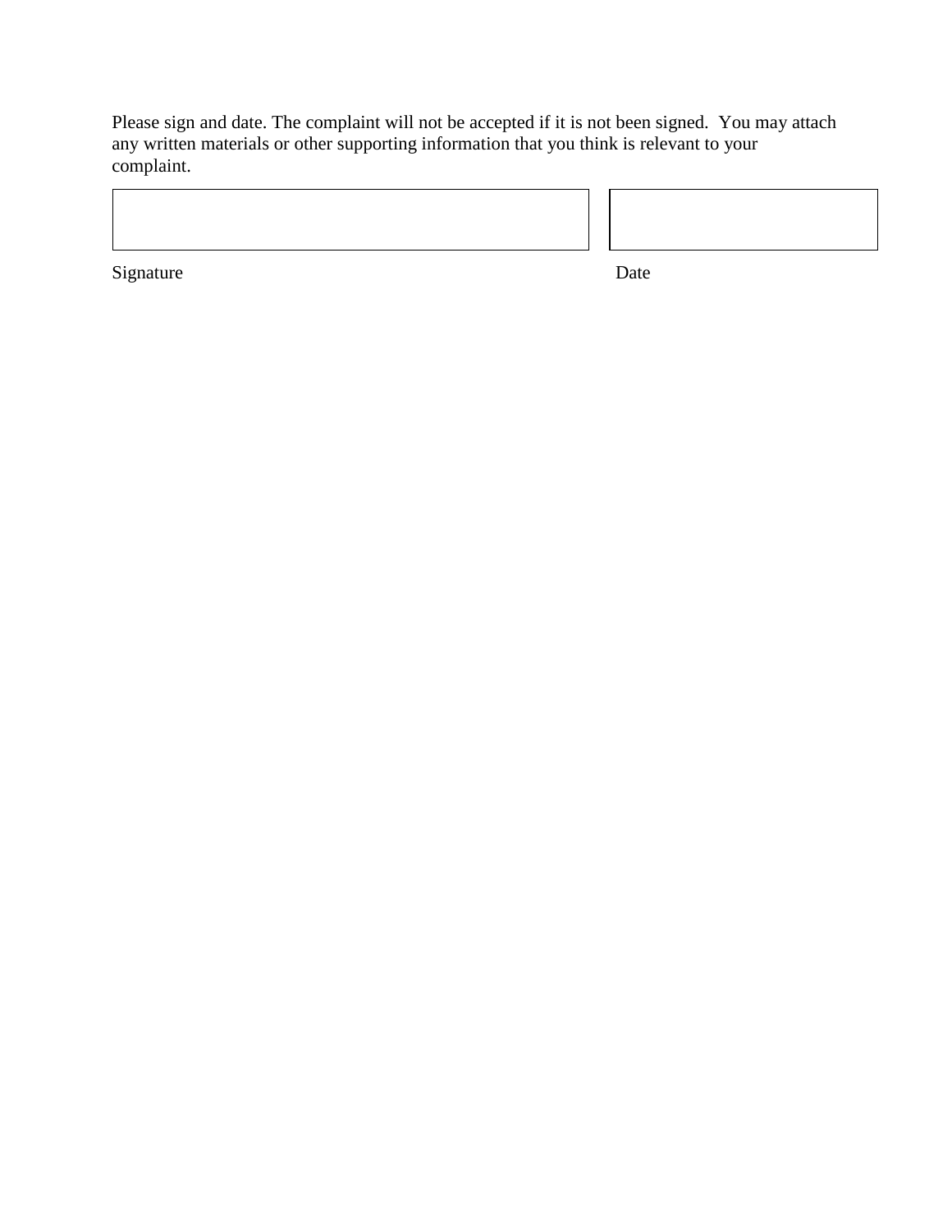Please sign and date. The complaint will not be accepted if it is not been signed. You may attach any written materials or other supporting information that you think is relevant to your complaint.

| Signature | Date |
| --- | --- |
| | |